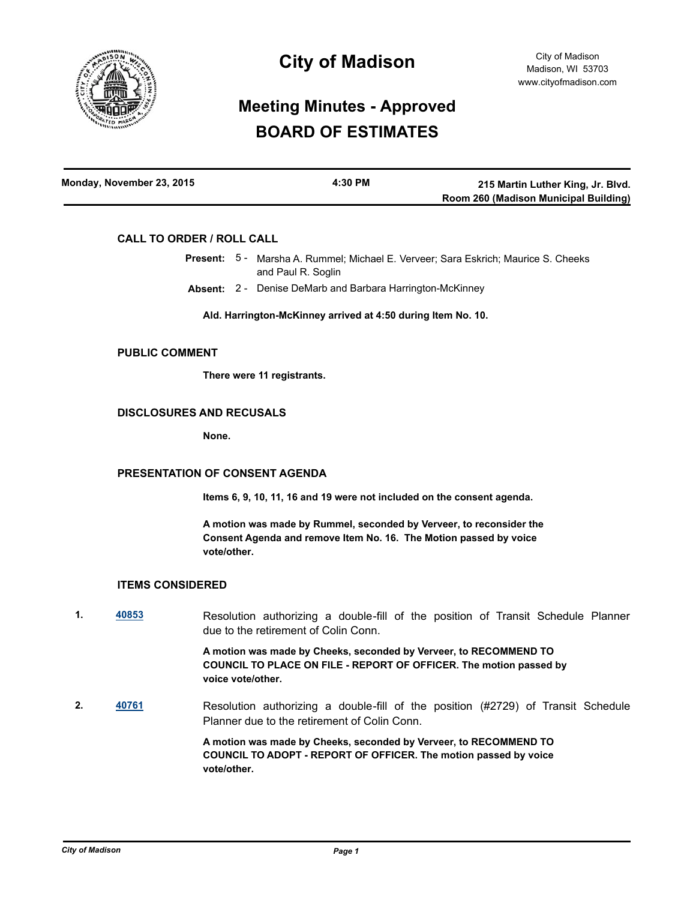# City of Madison

City of Madison
Madison, WI 53703
www.cityofmadison.com

## Meeting Minutes - Approved
## BOARD OF ESTIMATES

| Monday, November 23, 2015 | 4:30 PM | 215 Martin Luther King, Jr. Blvd. Room 260 (Madison Municipal Building) |
|---|---|---|

### CALL TO ORDER / ROLL CALL

**Present:** 5 - Marsha A. Rummel; Michael E. Verveer; Sara Eskrich; Maurice S. Cheeks and Paul R. Soglin

**Absent:** 2 - Denise DeMarb and Barbara Harrington-McKinney

**Ald. Harrington-McKinney arrived at 4:50 during Item No. 10.**

### PUBLIC COMMENT

**There were 11 registrants.**

### DISCLOSURES AND RECUSALS

**None.**

### PRESENTATION OF CONSENT AGENDA

**Items 6, 9, 10, 11, 16 and 19 were not included on the consent agenda.**

**A motion was made by Rummel, seconded by Verveer, to reconsider the Consent Agenda and remove Item No. 16. The Motion passed by voice vote/other.**

### ITEMS CONSIDERED

**1.** [40853](#) Resolution authorizing a double-fill of the position of Transit Schedule Planner due to the retirement of Colin Conn.

**A motion was made by Cheeks, seconded by Verveer, to RECOMMEND TO COUNCIL TO PLACE ON FILE - REPORT OF OFFICER. The motion passed by voice vote/other.**

**2.** [40761](#) Resolution authorizing a double-fill of the position (#2729) of Transit Schedule Planner due to the retirement of Colin Conn.

**A motion was made by Cheeks, seconded by Verveer, to RECOMMEND TO COUNCIL TO ADOPT - REPORT OF OFFICER. The motion passed by voice vote/other.**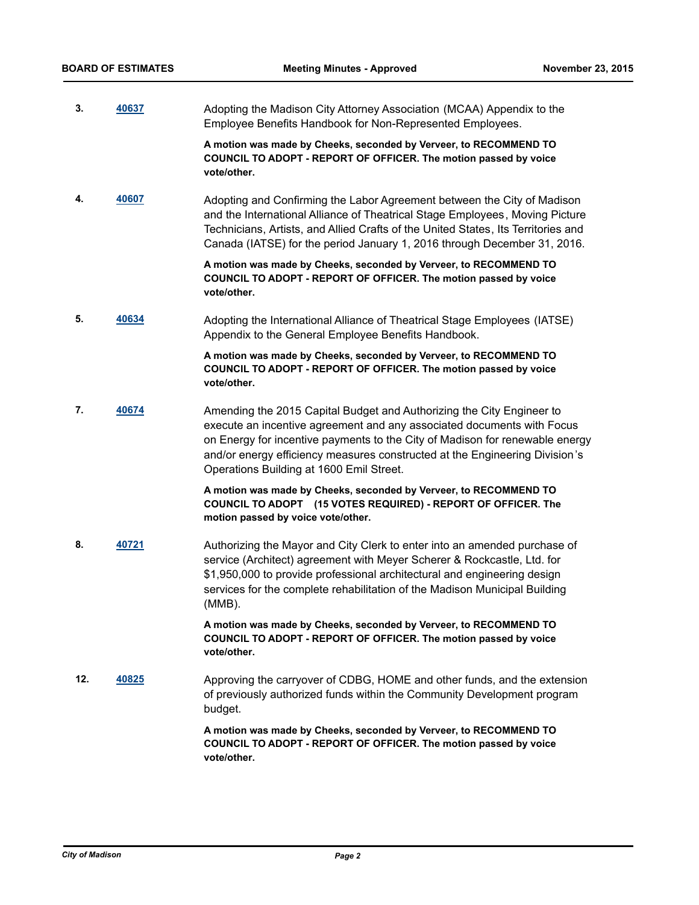**3. 40637** Adopting the Madison City Attorney Association (MCAA) Appendix to the Employee Benefits Handbook for Non-Represented Employees.

**A motion was made by Cheeks, seconded by Verveer, to RECOMMEND TO COUNCIL TO ADOPT - REPORT OF OFFICER. The motion passed by voice vote/other.**

**4. 40607** Adopting and Confirming the Labor Agreement between the City of Madison and the International Alliance of Theatrical Stage Employees, Moving Picture Technicians, Artists, and Allied Crafts of the United States, Its Territories and Canada (IATSE) for the period January 1, 2016 through December 31, 2016.

**A motion was made by Cheeks, seconded by Verveer, to RECOMMEND TO COUNCIL TO ADOPT - REPORT OF OFFICER. The motion passed by voice vote/other.**

**5. 40634** Adopting the International Alliance of Theatrical Stage Employees (IATSE) Appendix to the General Employee Benefits Handbook.

**A motion was made by Cheeks, seconded by Verveer, to RECOMMEND TO COUNCIL TO ADOPT - REPORT OF OFFICER. The motion passed by voice vote/other.**

**7. 40674** Amending the 2015 Capital Budget and Authorizing the City Engineer to execute an incentive agreement and any associated documents with Focus on Energy for incentive payments to the City of Madison for renewable energy and/or energy efficiency measures constructed at the Engineering Division's Operations Building at 1600 Emil Street.

**A motion was made by Cheeks, seconded by Verveer, to RECOMMEND TO COUNCIL TO ADOPT (15 VOTES REQUIRED) - REPORT OF OFFICER. The motion passed by voice vote/other.**

**8. 40721** Authorizing the Mayor and City Clerk to enter into an amended purchase of service (Architect) agreement with Meyer Scherer & Rockcastle, Ltd. for $1,950,000 to provide professional architectural and engineering design services for the complete rehabilitation of the Madison Municipal Building (MMB).

**A motion was made by Cheeks, seconded by Verveer, to RECOMMEND TO COUNCIL TO ADOPT - REPORT OF OFFICER. The motion passed by voice vote/other.**

**12. 40825** Approving the carryover of CDBG, HOME and other funds, and the extension of previously authorized funds within the Community Development program budget.

**A motion was made by Cheeks, seconded by Verveer, to RECOMMEND TO COUNCIL TO ADOPT - REPORT OF OFFICER. The motion passed by voice vote/other.**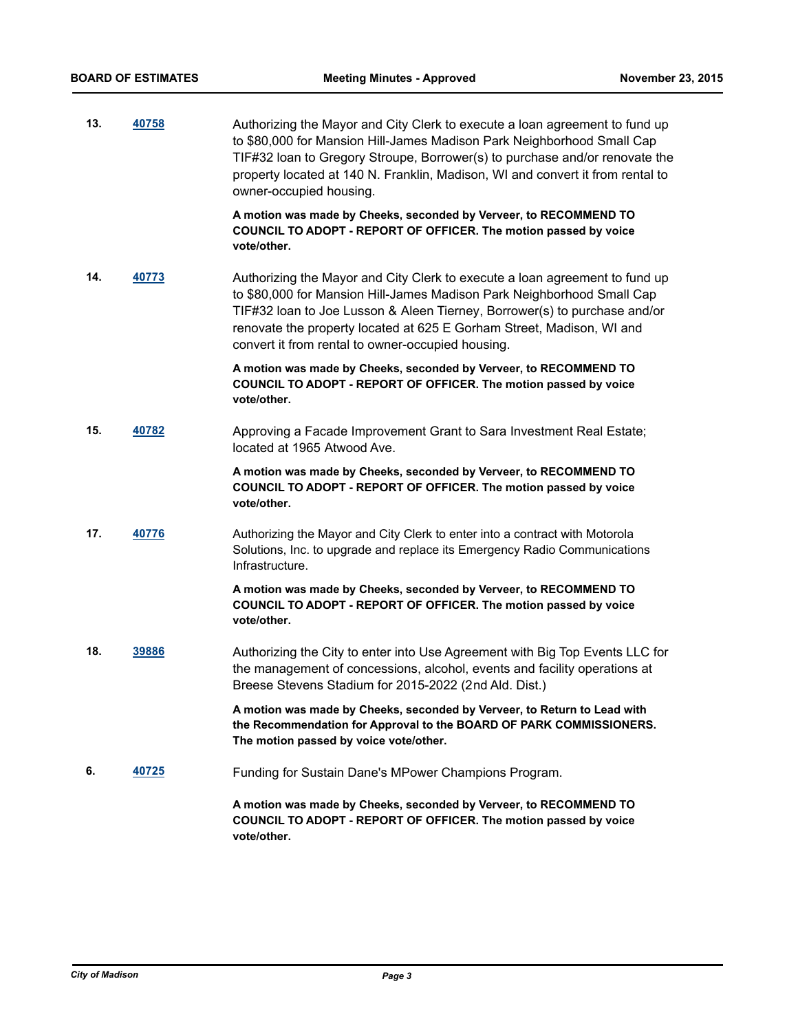**13.** **40758**

Authorizing the Mayor and City Clerk to execute a loan agreement to fund up to $80,000 for Mansion Hill-James Madison Park Neighborhood Small Cap TIF#32 loan to Gregory Stroupe, Borrower(s) to purchase and/or renovate the property located at 140 N. Franklin, Madison, WI and convert it from rental to owner-occupied housing.

**A motion was made by Cheeks, seconded by Verveer, to RECOMMEND TO COUNCIL TO ADOPT - REPORT OF OFFICER. The motion passed by voice vote/other.**

**14.** **40773**

Authorizing the Mayor and City Clerk to execute a loan agreement to fund up to $80,000 for Mansion Hill-James Madison Park Neighborhood Small Cap TIF#32 loan to Joe Lusson & Aleen Tierney, Borrower(s) to purchase and/or renovate the property located at 625 E Gorham Street, Madison, WI and convert it from rental to owner-occupied housing.

**A motion was made by Cheeks, seconded by Verveer, to RECOMMEND TO COUNCIL TO ADOPT - REPORT OF OFFICER. The motion passed by voice vote/other.**

**15.** **40782**

Approving a Facade Improvement Grant to Sara Investment Real Estate; located at 1965 Atwood Ave.

**A motion was made by Cheeks, seconded by Verveer, to RECOMMEND TO COUNCIL TO ADOPT - REPORT OF OFFICER. The motion passed by voice vote/other.**

**17.** **40776**

Authorizing the Mayor and City Clerk to enter into a contract with Motorola Solutions, Inc. to upgrade and replace its Emergency Radio Communications Infrastructure.

**A motion was made by Cheeks, seconded by Verveer, to RECOMMEND TO COUNCIL TO ADOPT - REPORT OF OFFICER. The motion passed by voice vote/other.**

**18.** **39886**

Authorizing the City to enter into Use Agreement with Big Top Events LLC for the management of concessions, alcohol, events and facility operations at Breese Stevens Stadium for 2015-2022 (2nd Ald. Dist.)

**A motion was made by Cheeks, seconded by Verveer, to Return to Lead with the Recommendation for Approval to the BOARD OF PARK COMMISSIONERS. The motion passed by voice vote/other.**

**6.** **40725**

Funding for Sustain Dane's MPower Champions Program.

**A motion was made by Cheeks, seconded by Verveer, to RECOMMEND TO COUNCIL TO ADOPT - REPORT OF OFFICER. The motion passed by voice vote/other.**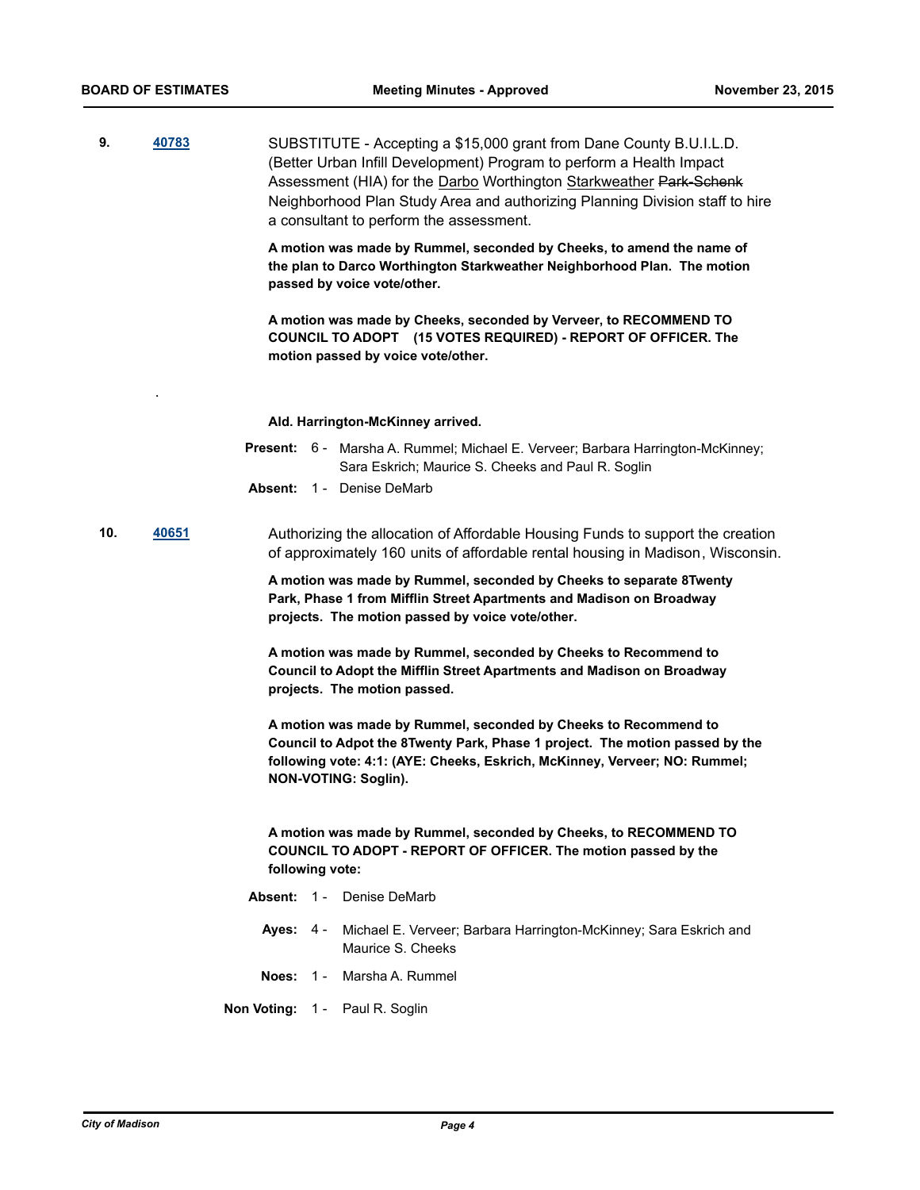**9.** **40783**

SUBSTITUTE - Accepting a $15,000 grant from Dane County B.U.I.L.D. (Better Urban Infill Development) Program to perform a Health Impact Assessment (HIA) for the Darbo Worthington Starkweather ~~Park-Schenk~~ Neighborhood Plan Study Area and authorizing Planning Division staff to hire a consultant to perform the assessment.

**A motion was made by Rummel, seconded by Cheeks, to amend the name of the plan to Darco Worthington Starkweather Neighborhood Plan. The motion passed by voice vote/other.**

**A motion was made by Cheeks, seconded by Verveer, to RECOMMEND TO COUNCIL TO ADOPT (15 VOTES REQUIRED) - REPORT OF OFFICER. The motion passed by voice vote/other.**

.

**Ald. Harrington-McKinney arrived.**

**Present:** 6 - Marsha A. Rummel; Michael E. Verveer; Barbara Harrington-McKinney; Sara Eskrich; Maurice S. Cheeks and Paul R. Soglin

**Absent:** 1 - Denise DeMarb

**10.** **40651**

Authorizing the allocation of Affordable Housing Funds to support the creation of approximately 160 units of affordable rental housing in Madison, Wisconsin.

**A motion was made by Rummel, seconded by Cheeks to separate 8Twenty Park, Phase 1 from Mifflin Street Apartments and Madison on Broadway projects. The motion passed by voice vote/other.**

**A motion was made by Rummel, seconded by Cheeks to Recommend to Council to Adopt the Mifflin Street Apartments and Madison on Broadway projects. The motion passed.**

**A motion was made by Rummel, seconded by Cheeks to Recommend to Council to Adpot the 8Twenty Park, Phase 1 project. The motion passed by the following vote: 4:1: (AYE: Cheeks, Eskrich, McKinney, Verveer; NO: Rummel; NON-VOTING: Soglin).**

**A motion was made by Rummel, seconded by Cheeks, to RECOMMEND TO COUNCIL TO ADOPT - REPORT OF OFFICER. The motion passed by the following vote:**

**Absent:** 1 - Denise DeMarb

**Ayes:** 4 - Michael E. Verveer; Barbara Harrington-McKinney; Sara Eskrich and Maurice S. Cheeks

**Noes:** 1 - Marsha A. Rummel

**Non Voting:** 1 - Paul R. Soglin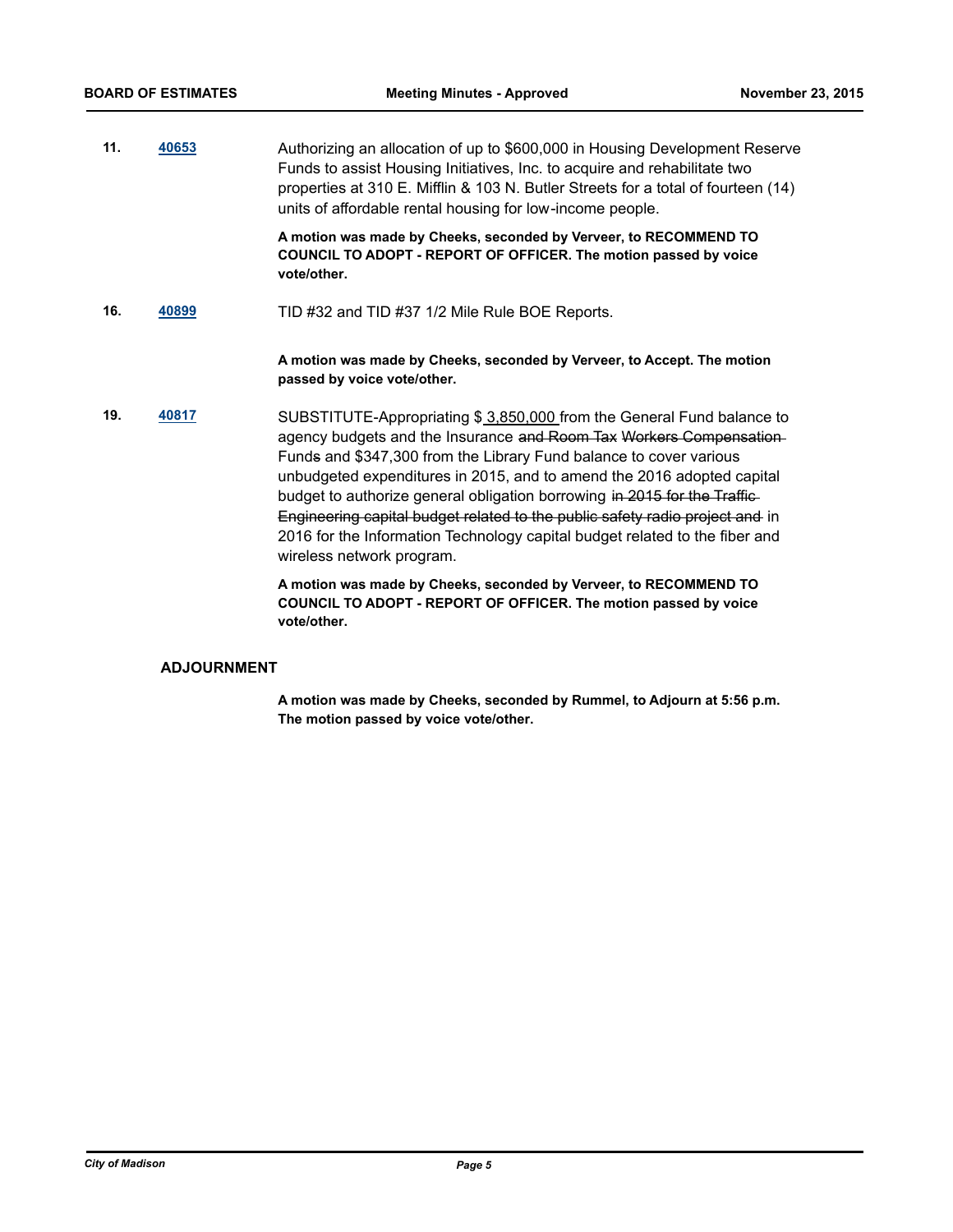**11.** **40653**

Authorizing an allocation of up to $600,000 in Housing Development Reserve Funds to assist Housing Initiatives, Inc. to acquire and rehabilitate two properties at 310 E. Mifflin & 103 N. Butler Streets for a total of fourteen (14) units of affordable rental housing for low-income people.

**A motion was made by Cheeks, seconded by Verveer, to RECOMMEND TO COUNCIL TO ADOPT - REPORT OF OFFICER. The motion passed by voice vote/other.**

**16.** **40899**

TID #32 and TID #37 1/2 Mile Rule BOE Reports.

**A motion was made by Cheeks, seconded by Verveer, to Accept. The motion passed by voice vote/other.**

**19.** **40817**

SUBSTITUTE-Appropriating $ 3,850,000 from the General Fund balance to agency budgets and the Insurance ~~and Room Tax~~ ~~Workers Compensation~~ Fund~~s~~ and $347,300 from the Library Fund balance to cover various unbudgeted expenditures in 2015, and to amend the 2016 adopted capital budget to authorize general obligation borrowing ~~in 2015 for the Traffic Engineering capital budget related to the public safety radio project and~~ in 2016 for the Information Technology capital budget related to the fiber and wireless network program.

**A motion was made by Cheeks, seconded by Verveer, to RECOMMEND TO COUNCIL TO ADOPT - REPORT OF OFFICER. The motion passed by voice vote/other.**

## ADJOURNMENT

**A motion was made by Cheeks, seconded by Rummel, to Adjourn at 5:56 p.m. The motion passed by voice vote/other.**